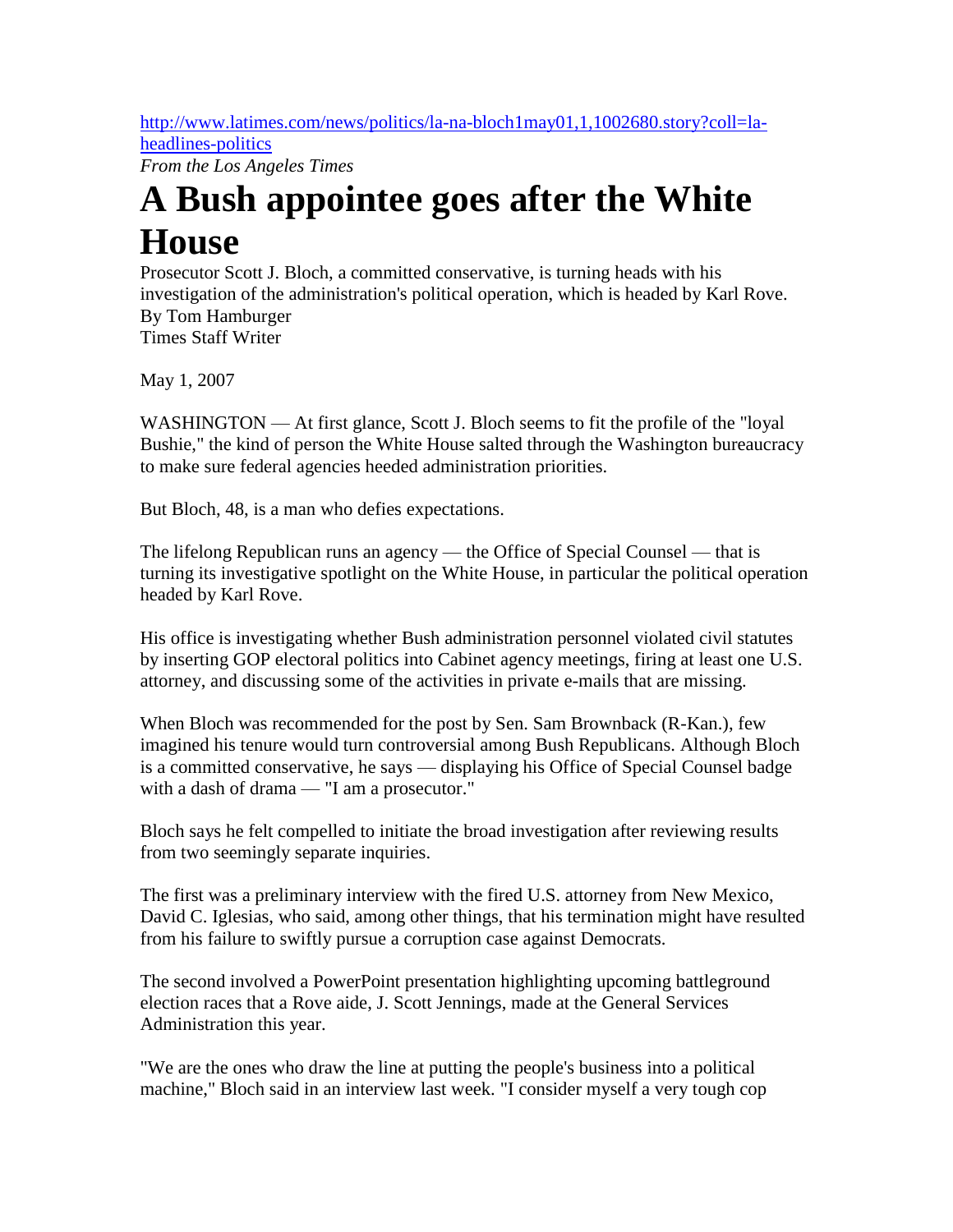http://www.latimes.com/news/politics/la-na-bloch1may01,1,1002680.story?coll=la-headlines-politics

*From the Los Angeles Times*

# A Bush appointee goes after the White House

Prosecutor Scott J. Bloch, a committed conservative, is turning heads with his investigation of the administration's political operation, which is headed by Karl Rove.

By Tom Hamburger
Times Staff Writer

May 1, 2007

WASHINGTON — At first glance, Scott J. Bloch seems to fit the profile of the "loyal Bushie," the kind of person the White House salted through the Washington bureaucracy to make sure federal agencies heeded administration priorities.

But Bloch, 48, is a man who defies expectations.

The lifelong Republican runs an agency — the Office of Special Counsel — that is turning its investigative spotlight on the White House, in particular the political operation headed by Karl Rove.

His office is investigating whether Bush administration personnel violated civil statutes by inserting GOP electoral politics into Cabinet agency meetings, firing at least one U.S. attorney, and discussing some of the activities in private e-mails that are missing.

When Bloch was recommended for the post by Sen. Sam Brownback (R-Kan.), few imagined his tenure would turn controversial among Bush Republicans. Although Bloch is a committed conservative, he says — displaying his Office of Special Counsel badge with a dash of drama — "I am a prosecutor."

Bloch says he felt compelled to initiate the broad investigation after reviewing results from two seemingly separate inquiries.

The first was a preliminary interview with the fired U.S. attorney from New Mexico, David C. Iglesias, who said, among other things, that his termination might have resulted from his failure to swiftly pursue a corruption case against Democrats.

The second involved a PowerPoint presentation highlighting upcoming battleground election races that a Rove aide, J. Scott Jennings, made at the General Services Administration this year.

"We are the ones who draw the line at putting the people's business into a political machine," Bloch said in an interview last week. "I consider myself a very tough cop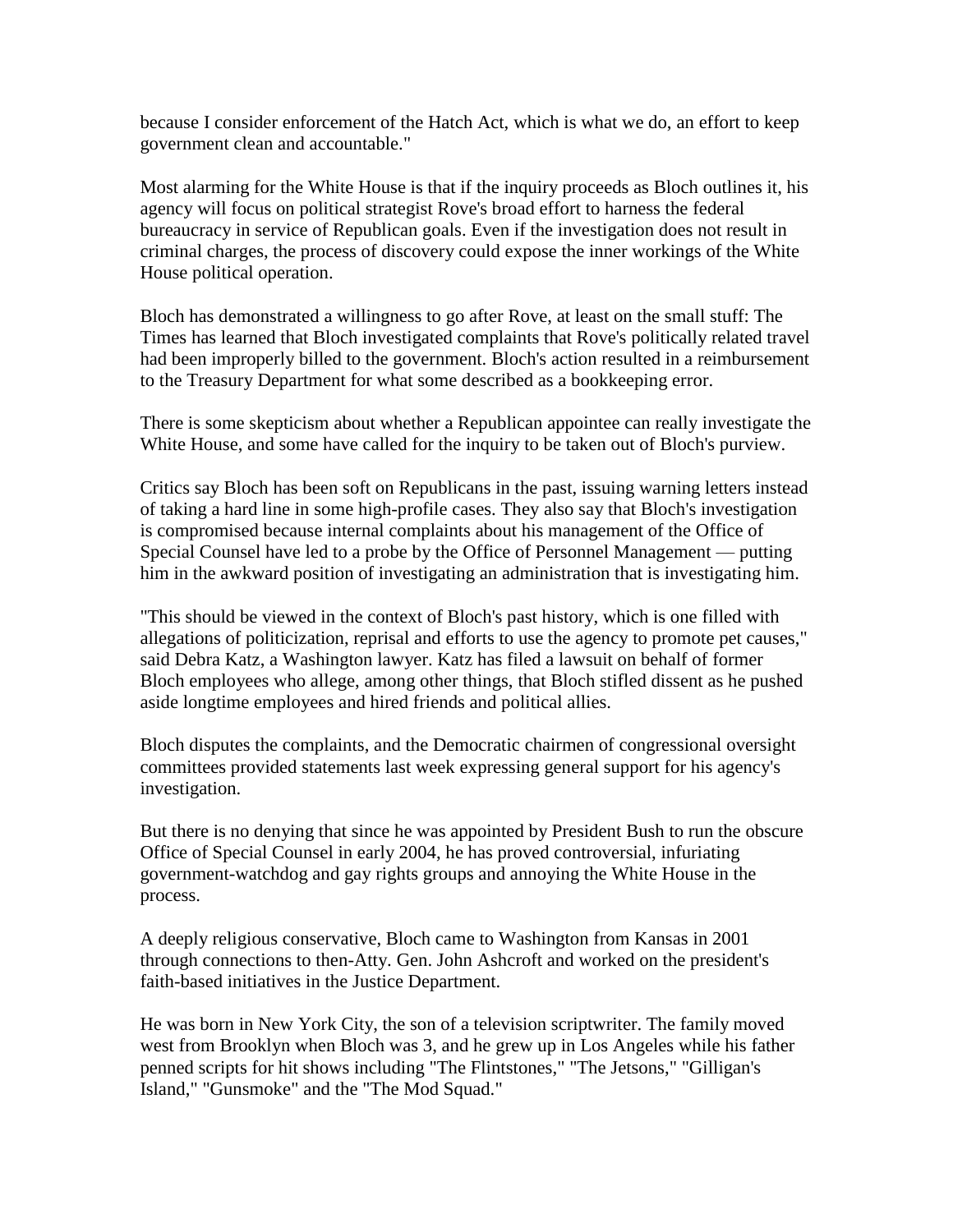because I consider enforcement of the Hatch Act, which is what we do, an effort to keep government clean and accountable."

Most alarming for the White House is that if the inquiry proceeds as Bloch outlines it, his agency will focus on political strategist Rove's broad effort to harness the federal bureaucracy in service of Republican goals. Even if the investigation does not result in criminal charges, the process of discovery could expose the inner workings of the White House political operation.

Bloch has demonstrated a willingness to go after Rove, at least on the small stuff: The Times has learned that Bloch investigated complaints that Rove's politically related travel had been improperly billed to the government. Bloch's action resulted in a reimbursement to the Treasury Department for what some described as a bookkeeping error.

There is some skepticism about whether a Republican appointee can really investigate the White House, and some have called for the inquiry to be taken out of Bloch's purview.

Critics say Bloch has been soft on Republicans in the past, issuing warning letters instead of taking a hard line in some high-profile cases. They also say that Bloch's investigation is compromised because internal complaints about his management of the Office of Special Counsel have led to a probe by the Office of Personnel Management — putting him in the awkward position of investigating an administration that is investigating him.

"This should be viewed in the context of Bloch's past history, which is one filled with allegations of politicization, reprisal and efforts to use the agency to promote pet causes," said Debra Katz, a Washington lawyer. Katz has filed a lawsuit on behalf of former Bloch employees who allege, among other things, that Bloch stifled dissent as he pushed aside longtime employees and hired friends and political allies.

Bloch disputes the complaints, and the Democratic chairmen of congressional oversight committees provided statements last week expressing general support for his agency's investigation.

But there is no denying that since he was appointed by President Bush to run the obscure Office of Special Counsel in early 2004, he has proved controversial, infuriating government-watchdog and gay rights groups and annoying the White House in the process.

A deeply religious conservative, Bloch came to Washington from Kansas in 2001 through connections to then-Atty. Gen. John Ashcroft and worked on the president's faith-based initiatives in the Justice Department.

He was born in New York City, the son of a television scriptwriter. The family moved west from Brooklyn when Bloch was 3, and he grew up in Los Angeles while his father penned scripts for hit shows including "The Flintstones," "The Jetsons," "Gilligan's Island," "Gunsmoke" and the "The Mod Squad."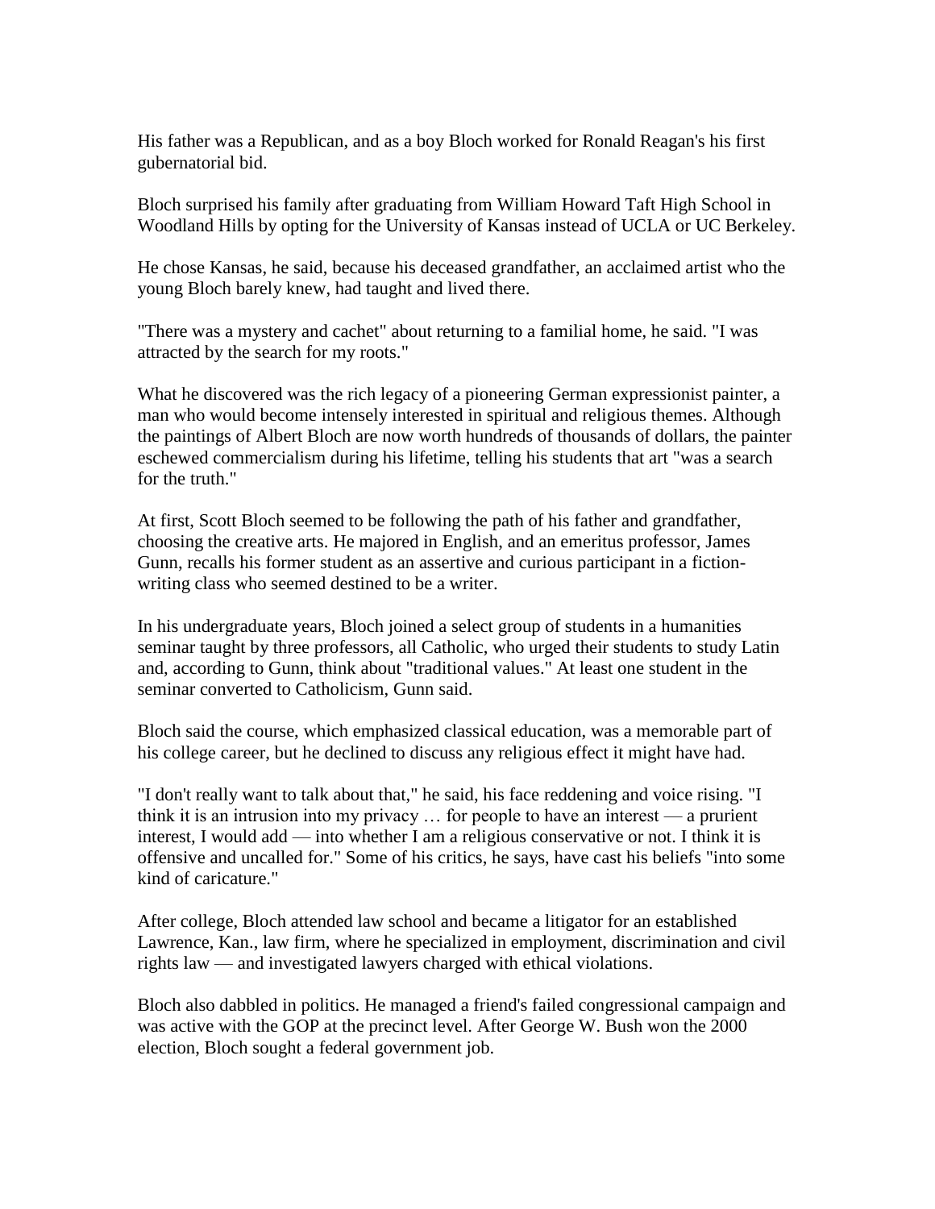His father was a Republican, and as a boy Bloch worked for Ronald Reagan's his first gubernatorial bid.

Bloch surprised his family after graduating from William Howard Taft High School in Woodland Hills by opting for the University of Kansas instead of UCLA or UC Berkeley.

He chose Kansas, he said, because his deceased grandfather, an acclaimed artist who the young Bloch barely knew, had taught and lived there.

"There was a mystery and cachet" about returning to a familial home, he said. "I was attracted by the search for my roots."

What he discovered was the rich legacy of a pioneering German expressionist painter, a man who would become intensely interested in spiritual and religious themes. Although the paintings of Albert Bloch are now worth hundreds of thousands of dollars, the painter eschewed commercialism during his lifetime, telling his students that art "was a search for the truth."

At first, Scott Bloch seemed to be following the path of his father and grandfather, choosing the creative arts. He majored in English, and an emeritus professor, James Gunn, recalls his former student as an assertive and curious participant in a fiction-writing class who seemed destined to be a writer.

In his undergraduate years, Bloch joined a select group of students in a humanities seminar taught by three professors, all Catholic, who urged their students to study Latin and, according to Gunn, think about "traditional values." At least one student in the seminar converted to Catholicism, Gunn said.

Bloch said the course, which emphasized classical education, was a memorable part of his college career, but he declined to discuss any religious effect it might have had.

"I don't really want to talk about that," he said, his face reddening and voice rising. "I think it is an intrusion into my privacy … for people to have an interest — a prurient interest, I would add — into whether I am a religious conservative or not. I think it is offensive and uncalled for." Some of his critics, he says, have cast his beliefs "into some kind of caricature."

After college, Bloch attended law school and became a litigator for an established Lawrence, Kan., law firm, where he specialized in employment, discrimination and civil rights law — and investigated lawyers charged with ethical violations.

Bloch also dabbled in politics. He managed a friend's failed congressional campaign and was active with the GOP at the precinct level. After George W. Bush won the 2000 election, Bloch sought a federal government job.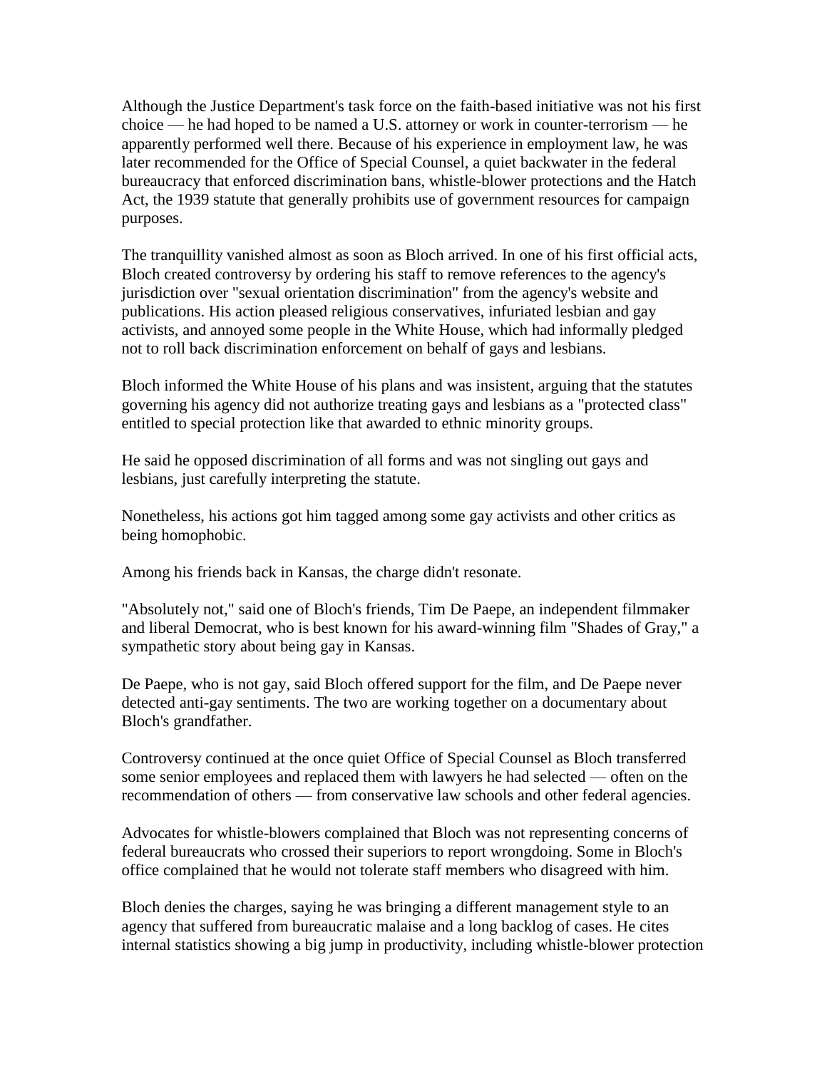Although the Justice Department's task force on the faith-based initiative was not his first choice — he had hoped to be named a U.S. attorney or work in counter-terrorism — he apparently performed well there. Because of his experience in employment law, he was later recommended for the Office of Special Counsel, a quiet backwater in the federal bureaucracy that enforced discrimination bans, whistle-blower protections and the Hatch Act, the 1939 statute that generally prohibits use of government resources for campaign purposes.

The tranquillity vanished almost as soon as Bloch arrived. In one of his first official acts, Bloch created controversy by ordering his staff to remove references to the agency's jurisdiction over "sexual orientation discrimination" from the agency's website and publications. His action pleased religious conservatives, infuriated lesbian and gay activists, and annoyed some people in the White House, which had informally pledged not to roll back discrimination enforcement on behalf of gays and lesbians.

Bloch informed the White House of his plans and was insistent, arguing that the statutes governing his agency did not authorize treating gays and lesbians as a "protected class" entitled to special protection like that awarded to ethnic minority groups.

He said he opposed discrimination of all forms and was not singling out gays and lesbians, just carefully interpreting the statute.

Nonetheless, his actions got him tagged among some gay activists and other critics as being homophobic.

Among his friends back in Kansas, the charge didn't resonate.

"Absolutely not," said one of Bloch's friends, Tim De Paepe, an independent filmmaker and liberal Democrat, who is best known for his award-winning film "Shades of Gray," a sympathetic story about being gay in Kansas.

De Paepe, who is not gay, said Bloch offered support for the film, and De Paepe never detected anti-gay sentiments. The two are working together on a documentary about Bloch's grandfather.

Controversy continued at the once quiet Office of Special Counsel as Bloch transferred some senior employees and replaced them with lawyers he had selected — often on the recommendation of others — from conservative law schools and other federal agencies.

Advocates for whistle-blowers complained that Bloch was not representing concerns of federal bureaucrats who crossed their superiors to report wrongdoing. Some in Bloch's office complained that he would not tolerate staff members who disagreed with him.

Bloch denies the charges, saying he was bringing a different management style to an agency that suffered from bureaucratic malaise and a long backlog of cases. He cites internal statistics showing a big jump in productivity, including whistle-blower protection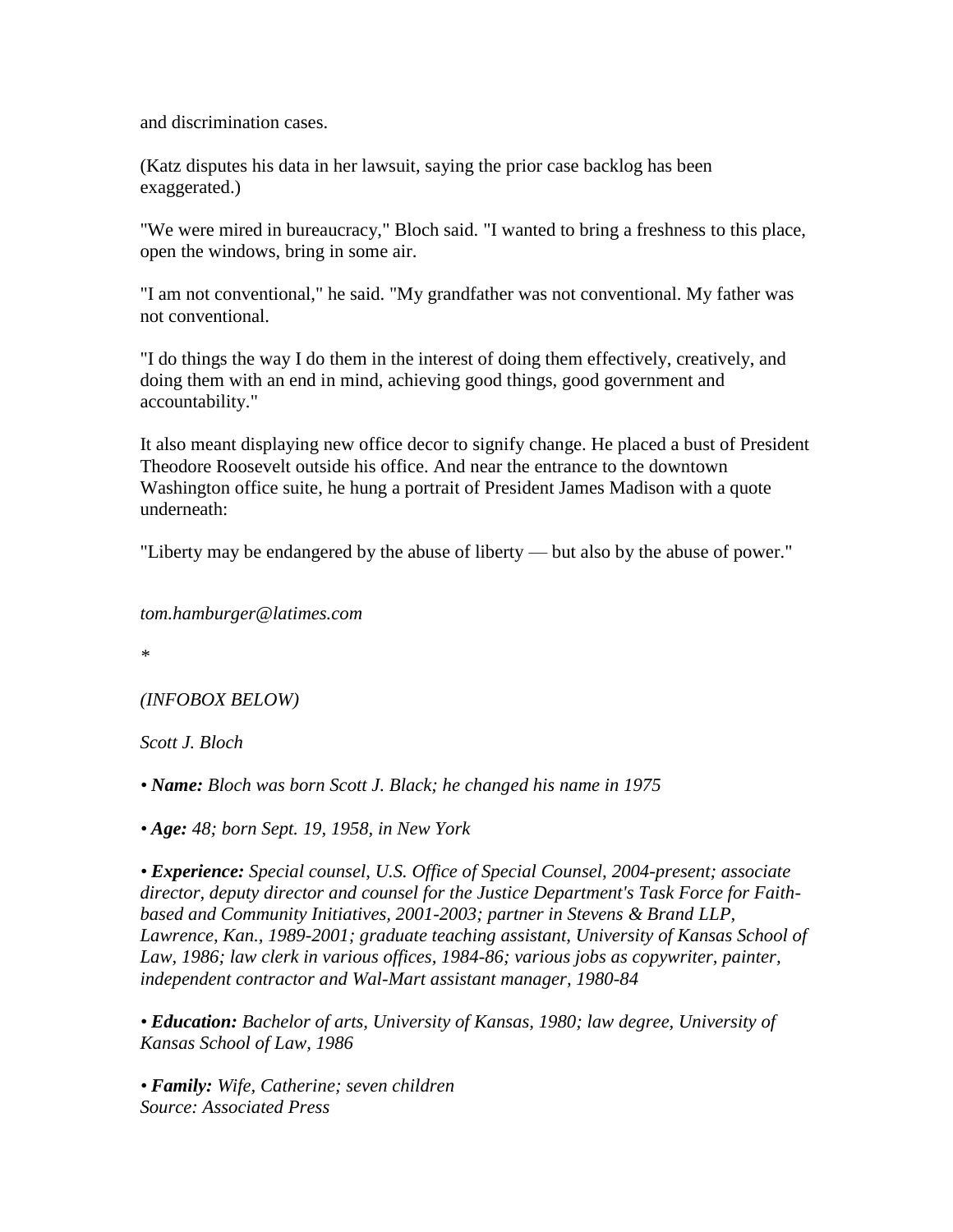and discrimination cases.

(Katz disputes his data in her lawsuit, saying the prior case backlog has been exaggerated.)

"We were mired in bureaucracy," Bloch said. "I wanted to bring a freshness to this place, open the windows, bring in some air.

"I am not conventional," he said. "My grandfather was not conventional. My father was not conventional.

"I do things the way I do them in the interest of doing them effectively, creatively, and doing them with an end in mind, achieving good things, good government and accountability."

It also meant displaying new office decor to signify change. He placed a bust of President Theodore Roosevelt outside his office. And near the entrance to the downtown Washington office suite, he hung a portrait of President James Madison with a quote underneath:

"Liberty may be endangered by the abuse of liberty — but also by the abuse of power."

*tom.hamburger@latimes.com*

*

*(INFOBOX BELOW)*

*Scott J. Bloch*

• ***Name:*** *Bloch was born Scott J. Black; he changed his name in 1975*

• ***Age:*** *48; born Sept. 19, 1958, in New York*

• ***Experience:*** *Special counsel, U.S. Office of Special Counsel, 2004-present; associate director, deputy director and counsel for the Justice Department's Task Force for Faith-based and Community Initiatives, 2001-2003; partner in Stevens & Brand LLP, Lawrence, Kan., 1989-2001; graduate teaching assistant, University of Kansas School of Law, 1986; law clerk in various offices, 1984-86; various jobs as copywriter, painter, independent contractor and Wal-Mart assistant manager, 1980-84*

• ***Education:*** *Bachelor of arts, University of Kansas, 1980; law degree, University of Kansas School of Law, 1986*

• ***Family:*** *Wife, Catherine; seven children*
*Source: Associated Press*